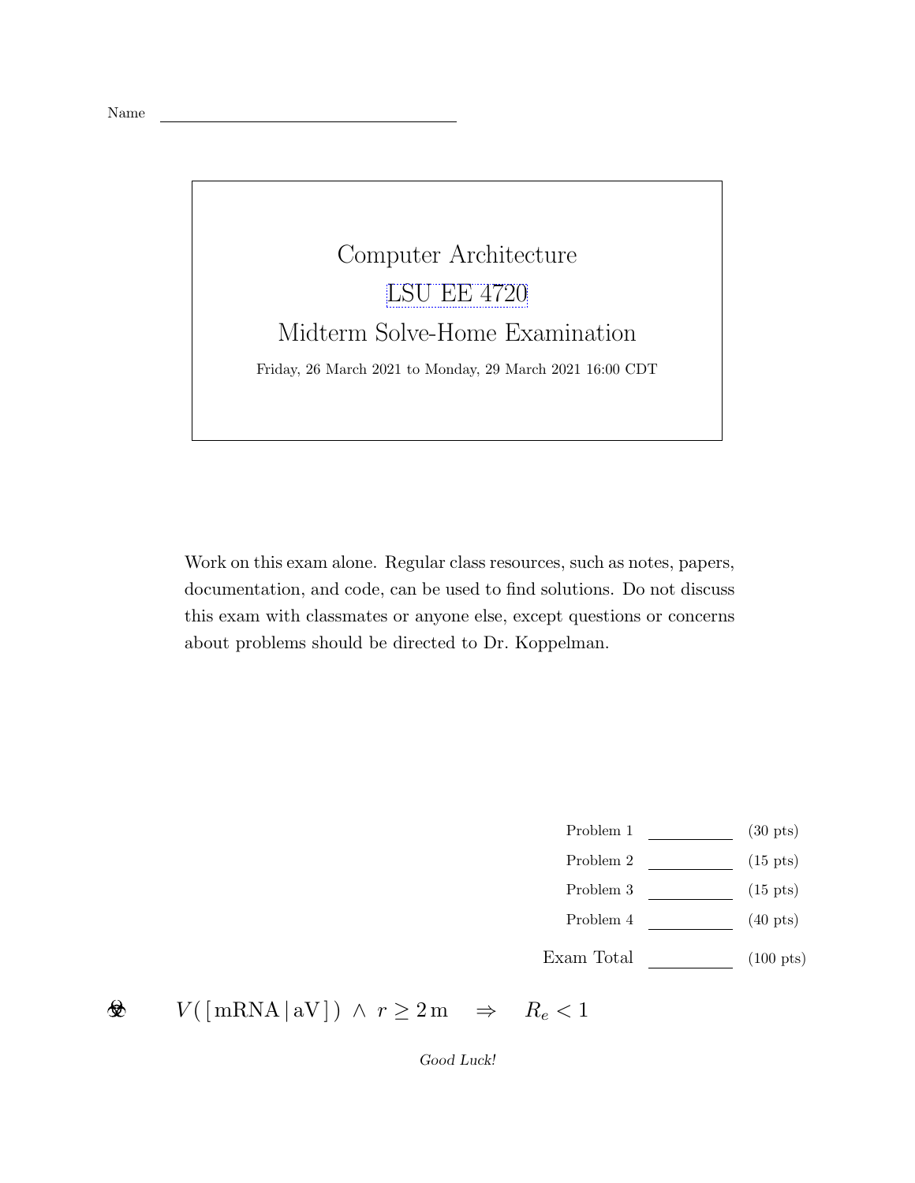Name \_\_\_\_\_\_\_\_\_\_\_\_\_\_\_\_\_\_\_\_\_\_\_\_\_\_\_\_\_\_

# Computer Architecture

## LSU EE 4720

## Midterm Solve-Home Examination

Friday, 26 March 2021 to Monday, 29 March 2021 16:00 CDT

Work on this exam alone. Regular class resources, such as notes, papers, documentation, and code, can be used to find solutions. Do not discuss this exam with classmates or anyone else, except questions or concerns about problems should be directed to Dr. Koppelman.

| | | |
|---|---|---|
| Problem 1 | | (30 pts) |
| Problem 2 | | (15 pts) |
| Problem 3 | | (15 pts) |
| Problem 4 | | (40 pts) |
| Exam Total | | (100 pts) |

☣ $V(\,[\,\mathrm{mRNA}\,|\,\mathrm{aV}\,]\,) \,\wedge\, r \geq 2\,\mathrm{m} \quad \Rightarrow \quad R_e < 1$

*Good Luck!*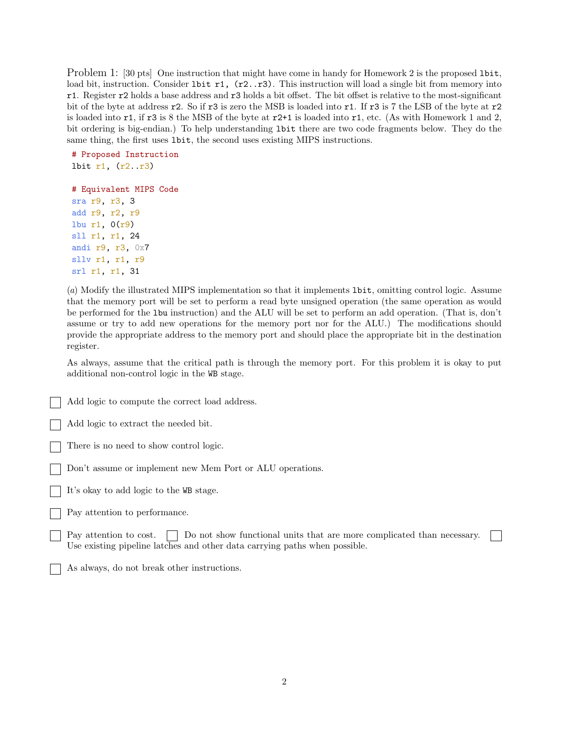Problem 1: [30 pts] One instruction that might have come in handy for Homework 2 is the proposed `lbit`, load bit, instruction. Consider `lbit r1, (r2..r3)`. This instruction will load a single bit from memory into `r1`. Register `r2` holds a base address and `r3` holds a bit offset. The bit offset is relative to the most-significant bit of the byte at address `r2`. So if `r3` is zero the MSB is loaded into `r1`. If `r3` is 7 the LSB of the byte at `r2` is loaded into `r1`, if `r3` is 8 the MSB of the byte at `r2+1` is loaded into `r1`, etc. (As with Homework 1 and 2, bit ordering is big-endian.) To help understanding `lbit` there are two code fragments below. They do the same thing, the first uses `lbit`, the second uses existing MIPS instructions.

```
# Proposed Instruction
lbit r1, (r2..r3)

# Equivalent MIPS Code
sra r9, r3, 3
add r9, r2, r9
lbu r1, 0(r9)
sll r1, r1, 24
andi r9, r3, 0x7
sllv r1, r1, r9
srl r1, r1, 31
```

(*a*) Modify the illustrated MIPS implementation so that it implements `lbit`, omitting control logic. Assume that the memory port will be set to perform a read byte unsigned operation (the same operation as would be performed for the `lbu` instruction) and the ALU will be set to perform an add operation. (That is, don't assume or try to add new operations for the memory port nor for the ALU.) The modifications should provide the appropriate address to the memory port and should place the appropriate bit in the destination register.

As always, assume that the critical path is through the memory port. For this problem it is okay to put additional non-control logic in the `WB` stage.

- [ ] Add logic to compute the correct load address.
- [ ] Add logic to extract the needed bit.
- [ ] There is no need to show control logic.
- [ ] Don't assume or implement new Mem Port or ALU operations.
- [ ] It's okay to add logic to the `WB` stage.
- [ ] Pay attention to performance.
- [ ] Pay attention to cost. [ ] Do not show functional units that are more complicated than necessary. [ ] Use existing pipeline latches and other data carrying paths when possible.
- [ ] As always, do not break other instructions.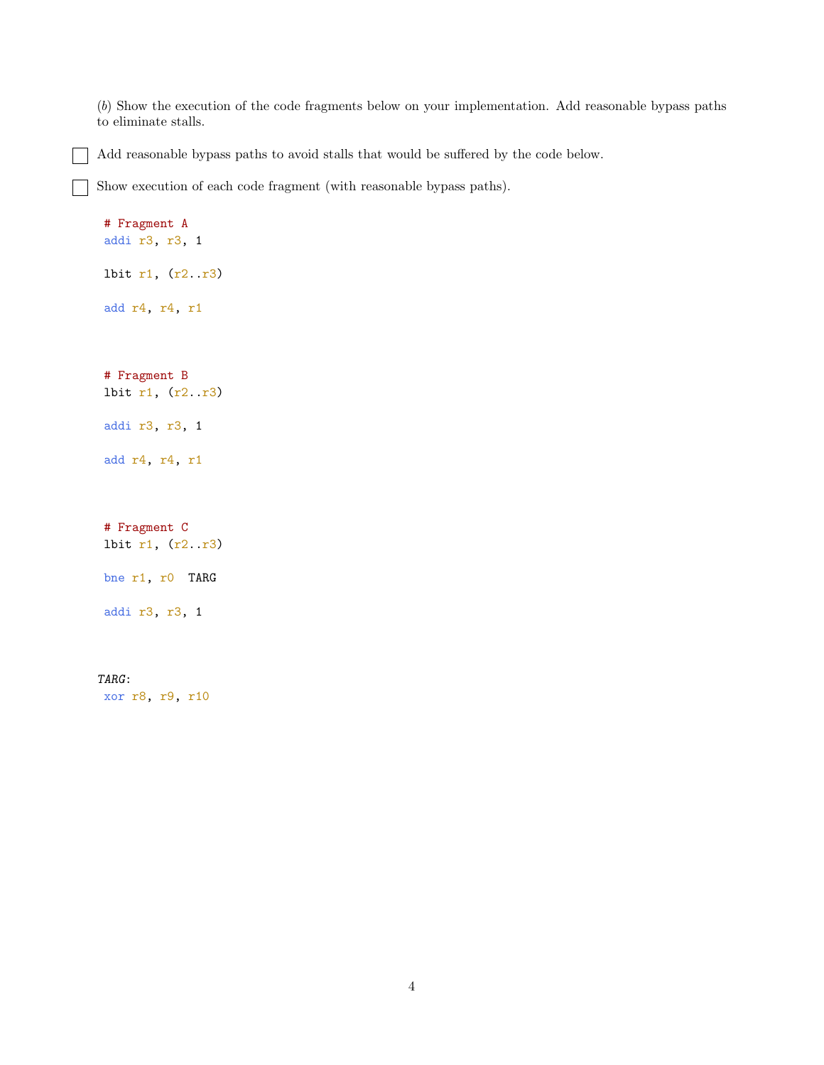(*b*) Show the execution of the code fragments below on your implementation. Add reasonable bypass paths to eliminate stalls.

☐ Add reasonable bypass paths to avoid stalls that would be suffered by the code below.

☐ Show execution of each code fragment (with reasonable bypass paths).

```
# Fragment A
addi r3, r3, 1

lbit r1, (r2..r3)

add r4, r4, r1



# Fragment B
lbit r1, (r2..r3)

addi r3, r3, 1

add r4, r4, r1



# Fragment C
lbit r1, (r2..r3)

bne r1, r0  TARG

addi r3, r3, 1



TARG:
 xor r8, r9, r10
```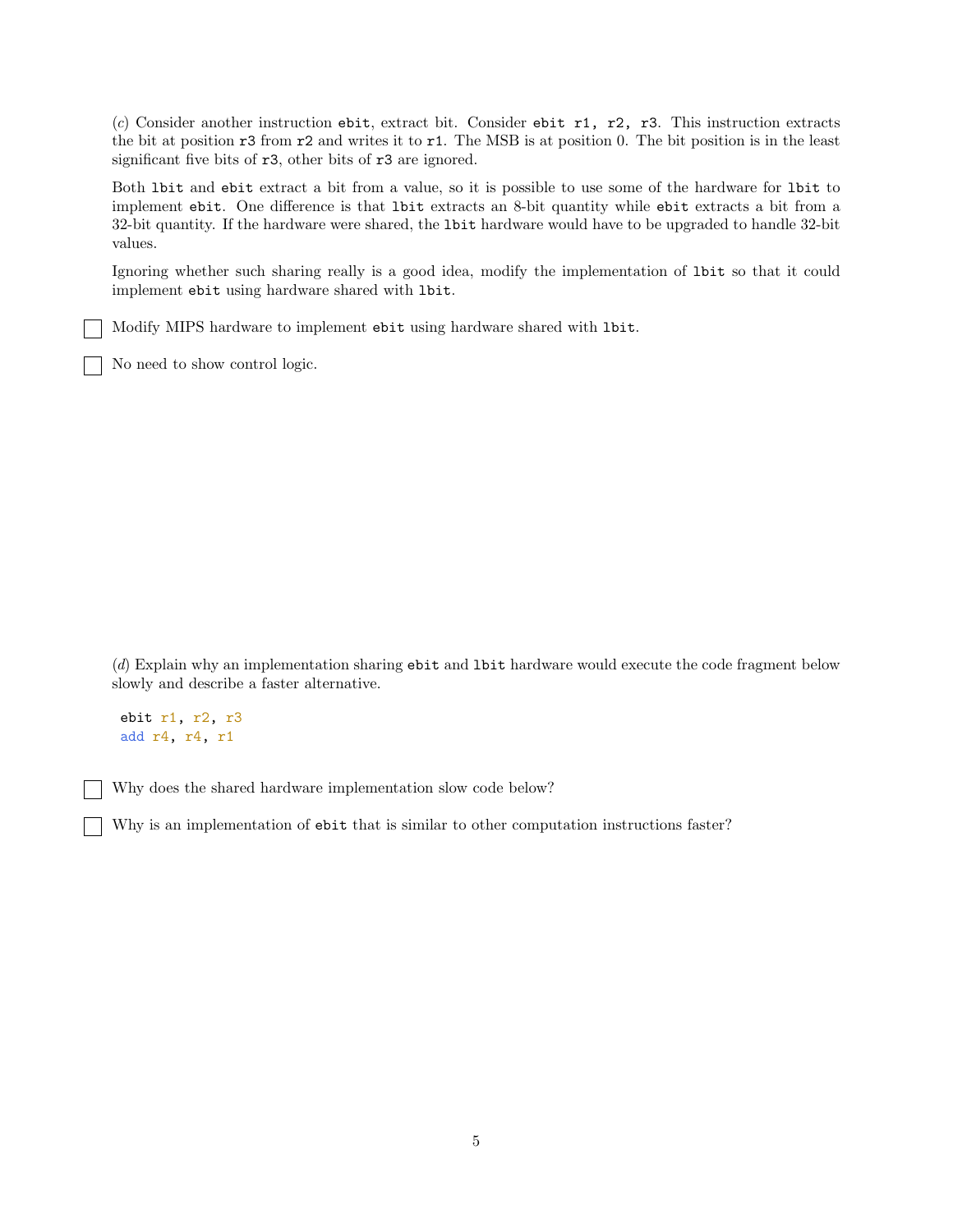(*c*) Consider another instruction `ebit`, extract bit. Consider `ebit r1, r2, r3`. This instruction extracts the bit at position `r3` from `r2` and writes it to `r1`. The MSB is at position 0. The bit position is in the least significant five bits of `r3`, other bits of `r3` are ignored.

Both `lbit` and `ebit` extract a bit from a value, so it is possible to use some of the hardware for `lbit` to implement `ebit`. One difference is that `lbit` extracts an 8-bit quantity while `ebit` extracts a bit from a 32-bit quantity. If the hardware were shared, the `lbit` hardware would have to be upgraded to handle 32-bit values.

Ignoring whether such sharing really is a good idea, modify the implementation of `lbit` so that it could implement `ebit` using hardware shared with `lbit`.

☐ Modify MIPS hardware to implement `ebit` using hardware shared with `lbit`.

☐ No need to show control logic.

(*d*) Explain why an implementation sharing `ebit` and `lbit` hardware would execute the code fragment below slowly and describe a faster alternative.

```
ebit r1, r2, r3
add r4, r4, r1
```

☐ Why does the shared hardware implementation slow code below?

☐ Why is an implementation of `ebit` that is similar to other computation instructions faster?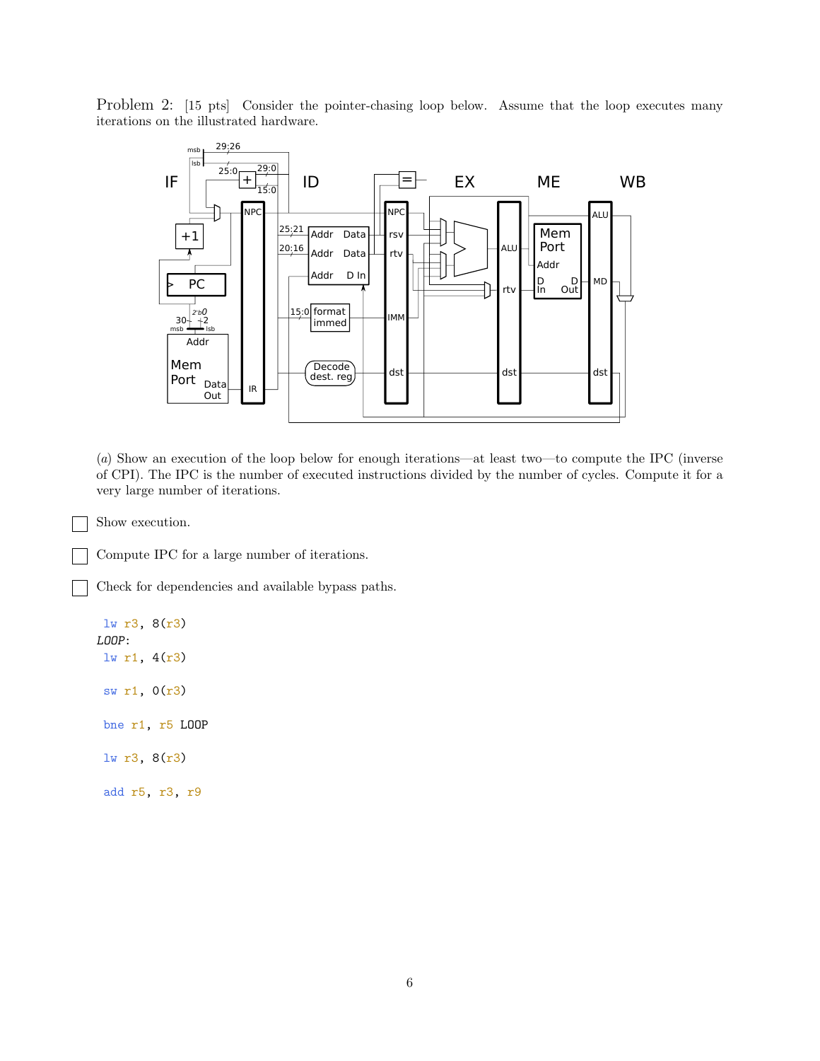Problem 2: [15 pts] Consider the pointer-chasing loop below. Assume that the loop executes many iterations on the illustrated hardware.

(*a*) Show an execution of the loop below for enough iterations—at least two—to compute the IPC (inverse of CPI). The IPC is the number of executed instructions divided by the number of cycles. Compute it for a very large number of iterations.

- [ ] Show execution.
- [ ] Compute IPC for a large number of iterations.
- [ ] Check for dependencies and available bypass paths.

```
  lw r3, 8(r3)
LOOP:
  lw r1, 4(r3)

  sw r1, 0(r3)

  bne r1, r5 LOOP

  lw r3, 8(r3)

  add r5, r3, r9
```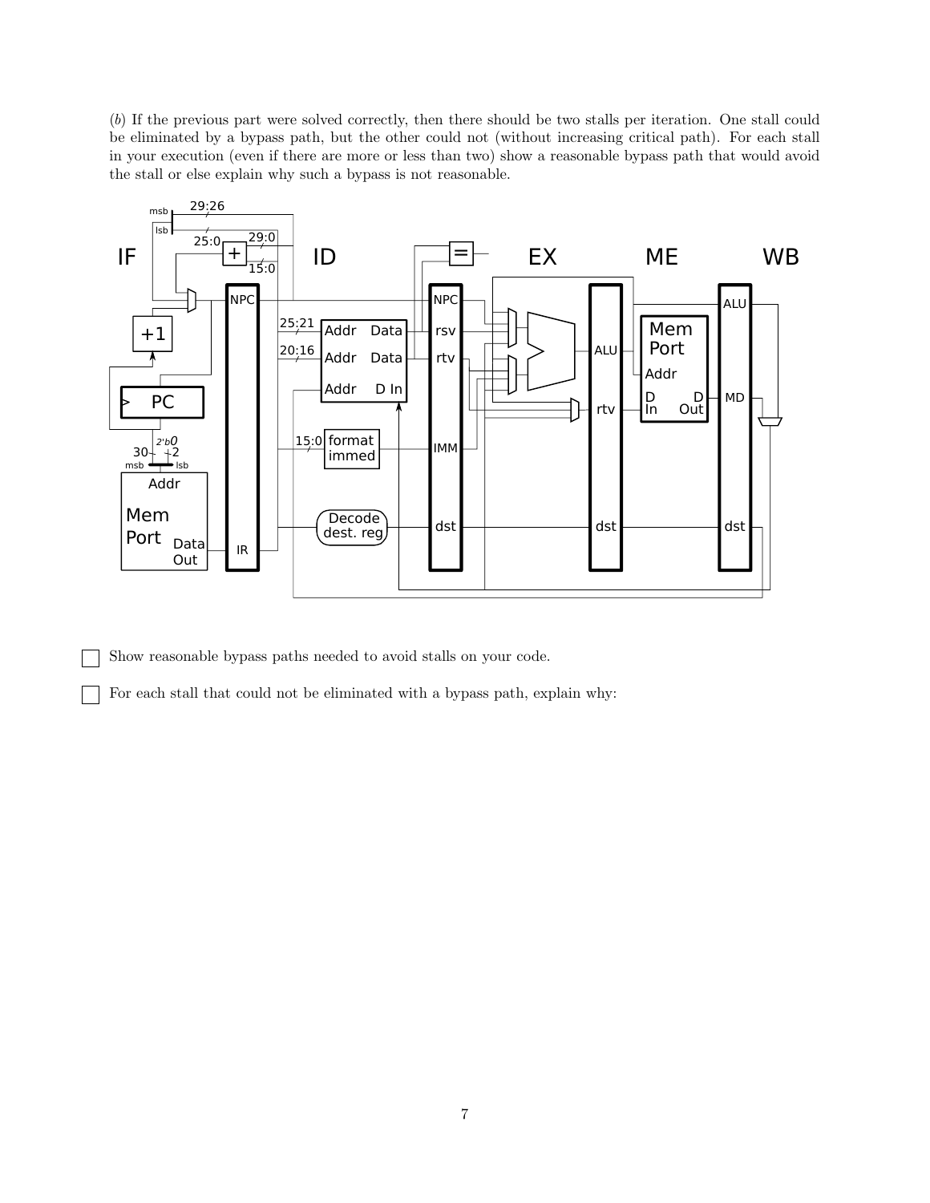(*b*) If the previous part were solved correctly, then there should be two stalls per iteration. One stall could be eliminated by a bypass path, but the other could not (without increasing critical path). For each stall in your execution (even if there are more or less than two) show a reasonable bypass path that would avoid the stall or else explain why such a bypass is not reasonable.

☐ Show reasonable bypass paths needed to avoid stalls on your code.

☐ For each stall that could not be eliminated with a bypass path, explain why: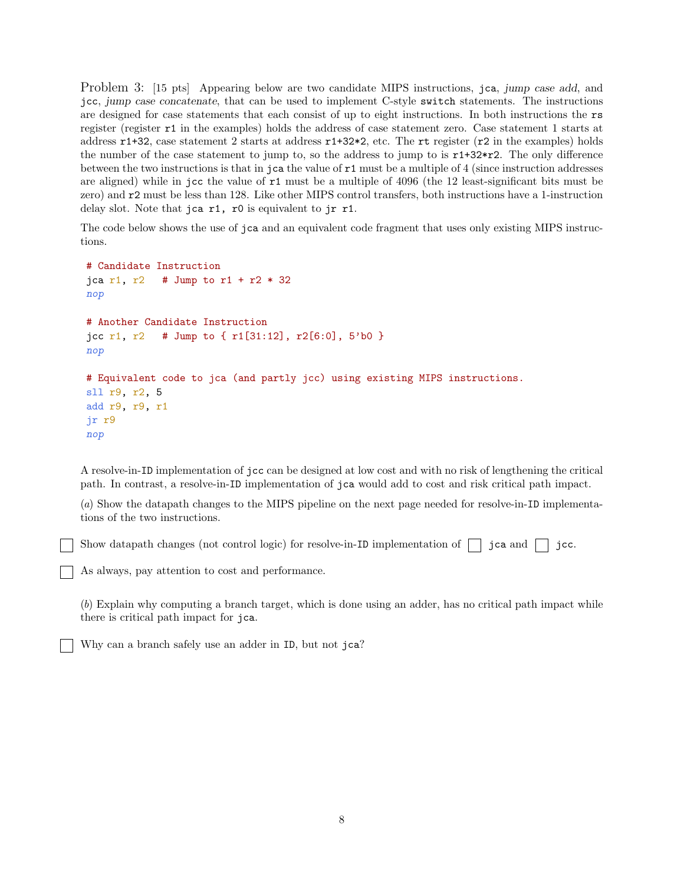Problem 3: [15 pts] Appearing below are two candidate MIPS instructions, `jca`, *jump case add*, and `jcc`, *jump case concatenate*, that can be used to implement C-style `switch` statements. The instructions are designed for case statements that each consist of up to eight instructions. In both instructions the `rs` register (register `r1` in the examples) holds the address of case statement zero. Case statement 1 starts at address `r1+32`, case statement 2 starts at address `r1+32*2`, etc. The `rt` register (`r2` in the examples) holds the number of the case statement to jump to, so the address to jump to is `r1+32*r2`. The only difference between the two instructions is that in `jca` the value of `r1` must be a multiple of 4 (since instruction addresses are aligned) while in `jcc` the value of `r1` must be a multiple of 4096 (the 12 least-significant bits must be zero) and `r2` must be less than 128. Like other MIPS control transfers, both instructions have a 1-instruction delay slot. Note that `jca r1, r0` is equivalent to `jr r1`.

The code below shows the use of `jca` and an equivalent code fragment that uses only existing MIPS instructions.

```
# Candidate Instruction
jca r1, r2   # Jump to r1 + r2 * 32
nop

# Another Candidate Instruction
jcc r1, r2   # Jump to { r1[31:12], r2[6:0], 5'b0 }
nop

# Equivalent code to jca (and partly jcc) using existing MIPS instructions.
sll r9, r2, 5
add r9, r9, r1
jr r9
nop
```

A resolve-in-`ID` implementation of `jcc` can be designed at low cost and with no risk of lengthening the critical path. In contrast, a resolve-in-`ID` implementation of `jca` would add to cost and risk critical path impact.

(*a*) Show the datapath changes to the MIPS pipeline on the next page needed for resolve-in-`ID` implementations of the two instructions.

☐ Show datapath changes (not control logic) for resolve-in-`ID` implementation of ☐ `jca` and ☐ `jcc`.

☐ As always, pay attention to cost and performance.

(*b*) Explain why computing a branch target, which is done using an adder, has no critical path impact while there is critical path impact for `jca`.

☐ Why can a branch safely use an adder in `ID`, but not `jca`?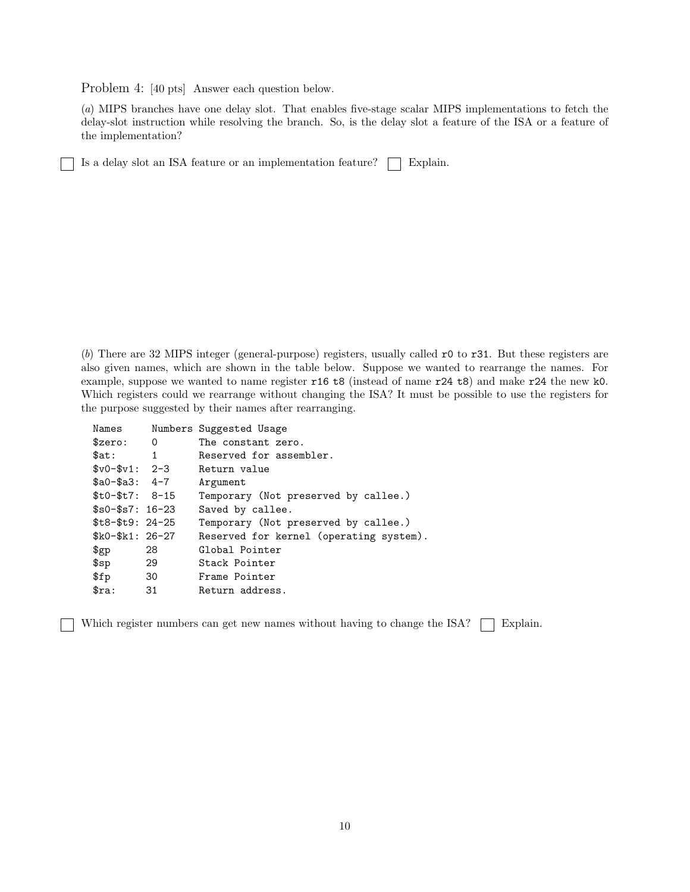Problem 4: [40 pts] Answer each question below.

(*a*) MIPS branches have one delay slot. That enables five-stage scalar MIPS implementations to fetch the delay-slot instruction while resolving the branch. So, is the delay slot a feature of the ISA or a feature of the implementation?

☐ Is a delay slot an ISA feature or an implementation feature? ☐ Explain.

(*b*) There are 32 MIPS integer (general-purpose) registers, usually called `r0` to `r31`. But these registers are also given names, which are shown in the table below. Suppose we wanted to rearrange the names. For example, suppose we wanted to name register `r16` `t8` (instead of name `r24` `t8`) and make `r24` the new `k0`. Which registers could we rearrange without changing the ISA? It must be possible to use the registers for the purpose suggested by their names after rearranging.

```
Names      Numbers Suggested Usage
$zero:     0       The constant zero.
$at:       1       Reserved for assembler.
$v0-$v1:   2-3     Return value
$a0-$a3:   4-7     Argument
$t0-$t7:   8-15    Temporary (Not preserved by callee.)
$s0-$s7:  16-23    Saved by callee.
$t8-$t9:  24-25    Temporary (Not preserved by callee.)
$k0-$k1:  26-27    Reserved for kernel (operating system).
$gp        28      Global Pointer
$sp        29      Stack Pointer
$fp        30      Frame Pointer
$ra:       31      Return address.
```

☐ Which register numbers can get new names without having to change the ISA? ☐ Explain.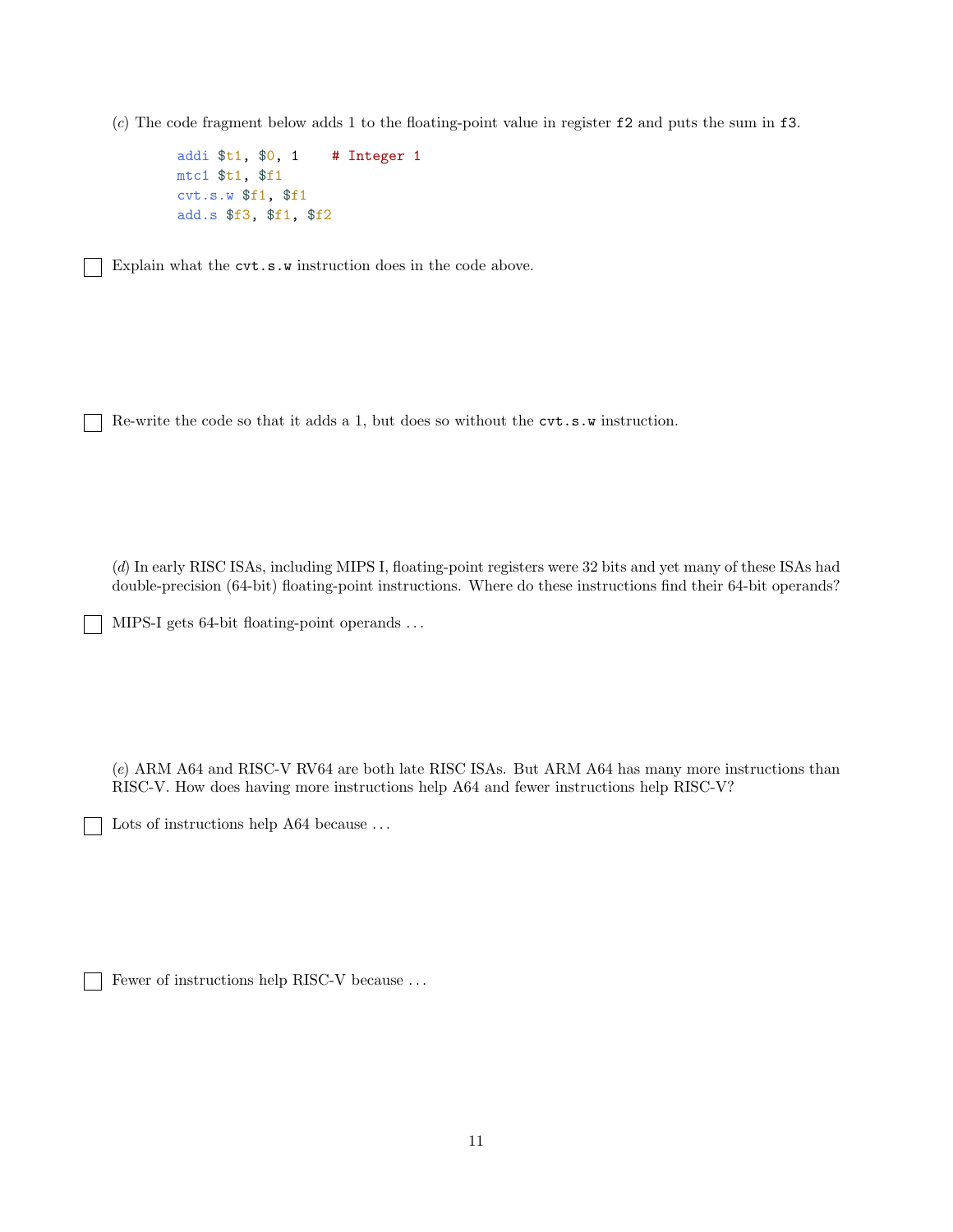(*c*) The code fragment below adds 1 to the floating-point value in register `f2` and puts the sum in `f3`.

```
addi $t1, $0, 1    # Integer 1
mtc1 $t1, $f1
cvt.s.w $f1, $f1
add.s $f3, $f1, $f2
```

☐ Explain what the `cvt.s.w` instruction does in the code above.

☐ Re-write the code so that it adds a 1, but does so without the `cvt.s.w` instruction.

(*d*) In early RISC ISAs, including MIPS I, floating-point registers were 32 bits and yet many of these ISAs had double-precision (64-bit) floating-point instructions. Where do these instructions find their 64-bit operands?

☐ MIPS-I gets 64-bit floating-point operands . . .

(*e*) ARM A64 and RISC-V RV64 are both late RISC ISAs. But ARM A64 has many more instructions than RISC-V. How does having more instructions help A64 and fewer instructions help RISC-V?

☐ Lots of instructions help A64 because . . .

☐ Fewer of instructions help RISC-V because . . .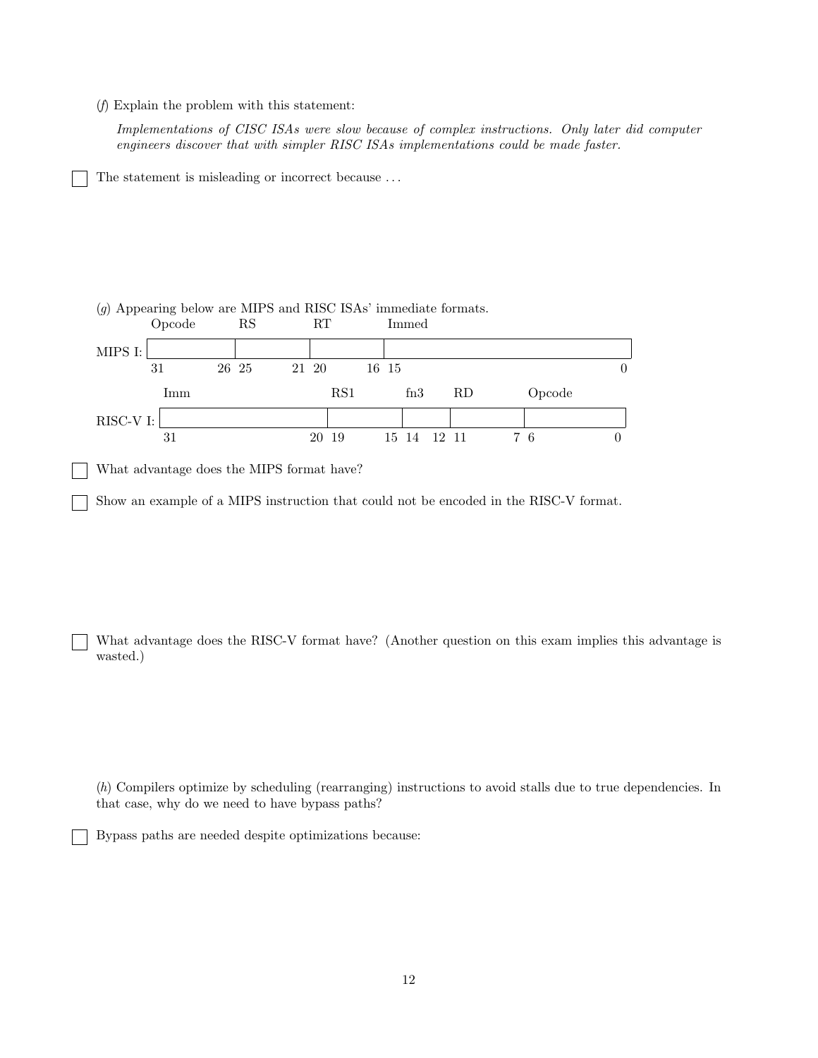(*f*) Explain the problem with this statement:

*Implementations of CISC ISAs were slow because of complex instructions. Only later did computer engineers discover that with simpler RISC ISAs implementations could be made faster.*

☐ The statement is misleading or incorrect because . . .

(*g*) Appearing below are MIPS and RISC ISAs' immediate formats.

MIPS I:

| Opcode | RS | RT | Immed |
| --- | --- | --- | --- |
| 31 26 | 25 21 | 20 16 | 15 0 |

RISC-V I:

| Imm | RS1 | fn3 | RD | Opcode |
| --- | --- | --- | --- | --- |
| 31 20 | 19 15 | 14 12 | 11 7 | 6 0 |

☐ What advantage does the MIPS format have?

☐ Show an example of a MIPS instruction that could not be encoded in the RISC-V format.

☐ What advantage does the RISC-V format have? (Another question on this exam implies this advantage is wasted.)

(*h*) Compilers optimize by scheduling (rearranging) instructions to avoid stalls due to true dependencies. In that case, why do we need to have bypass paths?

☐ Bypass paths are needed despite optimizations because: